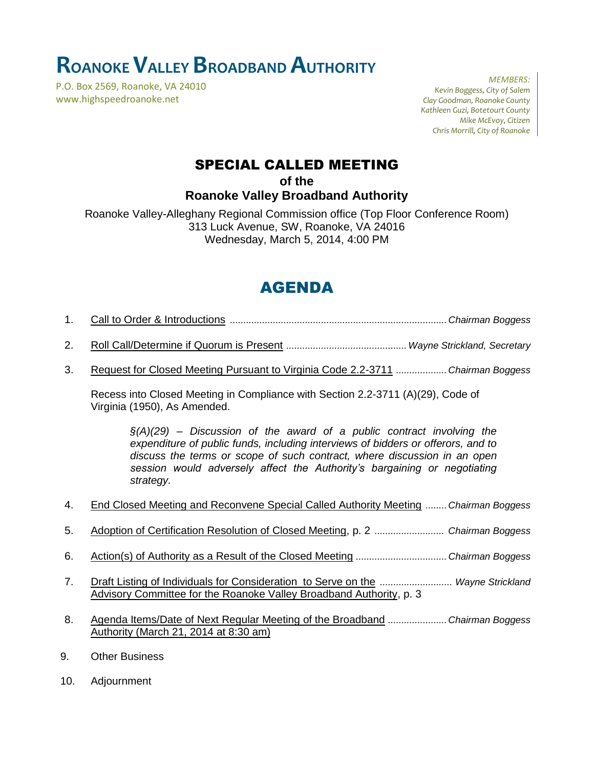# ROANOKE VALLEY BROADBAND AUTHORITY

P.O. Box 2569, Roanoke, VA 24010
www.highspeedroanoke.net

*MEMBERS:*
*Kevin Boggess, City of Salem*
*Clay Goodman, Roanoke County*
*Kathleen Guzi, Botetourt County*
*Mike McEvoy, Citizen*
*Chris Morrill, City of Roanoke*

## SPECIAL CALLED MEETING

**of the**

**Roanoke Valley Broadband Authority**

Roanoke Valley-Alleghany Regional Commission office (Top Floor Conference Room)
313 Luck Avenue, SW, Roanoke, VA 24016
Wednesday, March 5, 2014, 4:00 PM

## AGENDA

1. Call to Order & Introductions ................................................................................ *Chairman Boggess*

2. Roll Call/Determine if Quorum is Present ............................................ *Wayne Strickland, Secretary*

3. Request for Closed Meeting Pursuant to Virginia Code 2.2-3711 .................. *Chairman Boggess*

   Recess into Closed Meeting in Compliance with Section 2.2-3711 (A)(29), Code of Virginia (1950), As Amended.

   > *§(A)(29) – Discussion of the award of a public contract involving the expenditure of public funds, including interviews of bidders or offerors, and to discuss the terms or scope of such contract, where discussion in an open session would adversely affect the Authority's bargaining or negotiating strategy.*

4. End Closed Meeting and Reconvene Special Called Authority Meeting ........ *Chairman Boggess*

5. Adoption of Certification Resolution of Closed Meeting, p. 2 ......................... *Chairman Boggess*

6. Action(s) of Authority as a Result of the Closed Meeting ................................. *Chairman Boggess*

7. Draft Listing of Individuals for Consideration to Serve on the Advisory Committee for the Roanoke Valley Broadband Authority, p. 3 .......................... *Wayne Strickland*

8. Agenda Items/Date of Next Regular Meeting of the Broadband Authority (March 21, 2014 at 8:30 am) ..................... *Chairman Boggess*

9. Other Business

10. Adjournment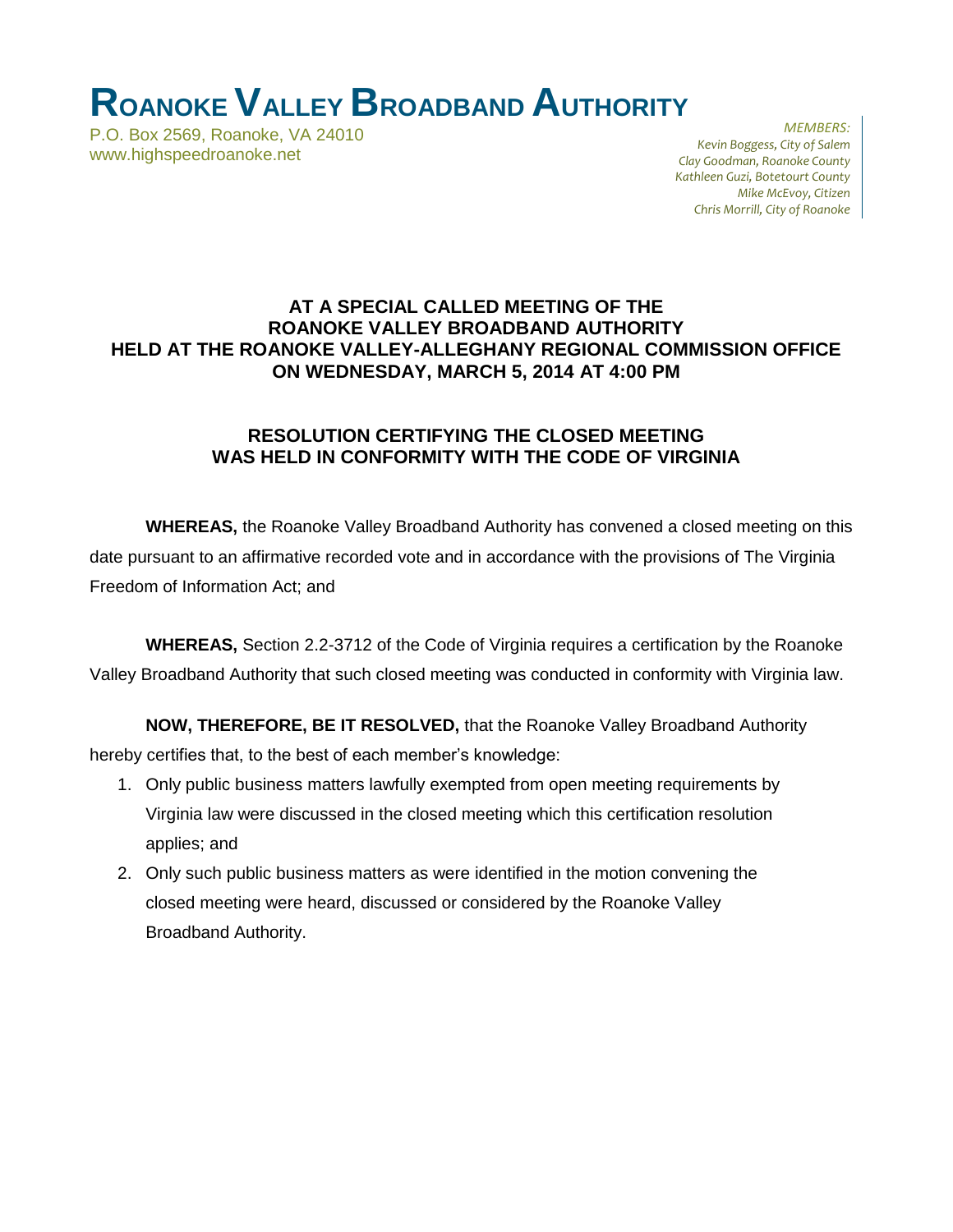# ROANOKE VALLEY BROADBAND AUTHORITY

P.O. Box 2569, Roanoke, VA 24010
www.highspeedroanoke.net

*MEMBERS:*
*Kevin Boggess, City of Salem*
*Clay Goodman, Roanoke County*
*Kathleen Guzi, Botetourt County*
*Mike McEvoy, Citizen*
*Chris Morrill, City of Roanoke*

**AT A SPECIAL CALLED MEETING OF THE ROANOKE VALLEY BROADBAND AUTHORITY HELD AT THE ROANOKE VALLEY-ALLEGHANY REGIONAL COMMISSION OFFICE ON WEDNESDAY, MARCH 5, 2014 AT 4:00 PM**

## RESOLUTION CERTIFYING THE CLOSED MEETING WAS HELD IN CONFORMITY WITH THE CODE OF VIRGINIA

**WHEREAS,** the Roanoke Valley Broadband Authority has convened a closed meeting on this date pursuant to an affirmative recorded vote and in accordance with the provisions of The Virginia Freedom of Information Act; and

**WHEREAS,** Section 2.2-3712 of the Code of Virginia requires a certification by the Roanoke Valley Broadband Authority that such closed meeting was conducted in conformity with Virginia law.

**NOW, THEREFORE, BE IT RESOLVED,** that the Roanoke Valley Broadband Authority hereby certifies that, to the best of each member's knowledge:

1. Only public business matters lawfully exempted from open meeting requirements by Virginia law were discussed in the closed meeting which this certification resolution applies; and
2. Only such public business matters as were identified in the motion convening the closed meeting were heard, discussed or considered by the Roanoke Valley Broadband Authority.